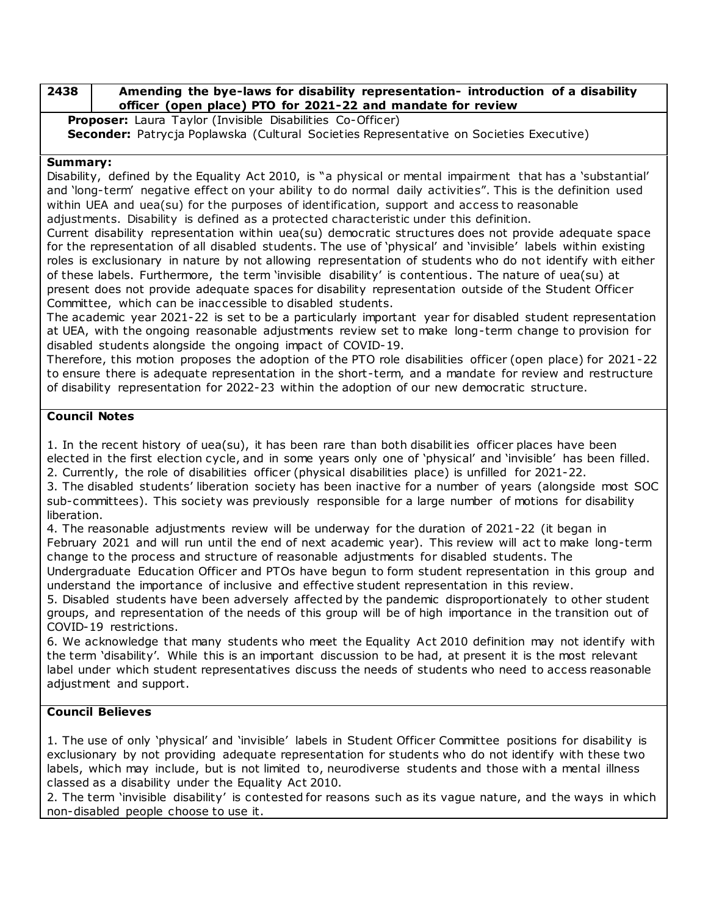## 2438 Amending the bye-laws for disability representation- introduction of a disability officer (open place) PTO for 2021-22 and mandate for review

**Proposer:** Laura Taylor (Invisible Disabilities Co-Officer)
**Seconder:** Patrycja Poplawska (Cultural Societies Representative on Societies Executive)

### Summary:

Disability, defined by the Equality Act 2010, is "a physical or mental impairment that has a 'substantial' and 'long-term' negative effect on your ability to do normal daily activities". This is the definition used within UEA and uea(su) for the purposes of identification, support and access to reasonable adjustments. Disability is defined as a protected characteristic under this definition.

Current disability representation within uea(su) democratic structures does not provide adequate space for the representation of all disabled students. The use of 'physical' and 'invisible' labels within existing roles is exclusionary in nature by not allowing representation of students who do not identify with either of these labels. Furthermore, the term 'invisible disability' is contentious. The nature of uea(su) at present does not provide adequate spaces for disability representation outside of the Student Officer Committee, which can be inaccessible to disabled students.

The academic year 2021-22 is set to be a particularly important year for disabled student representation at UEA, with the ongoing reasonable adjustments review set to make long-term change to provision for disabled students alongside the ongoing impact of COVID-19.

Therefore, this motion proposes the adoption of the PTO role disabilities officer (open place) for 2021-22 to ensure there is adequate representation in the short-term, and a mandate for review and restructure of disability representation for 2022-23 within the adoption of our new democratic structure.

### Council Notes

1. In the recent history of uea(su), it has been rare than both disabilities officer places have been elected in the first election cycle, and in some years only one of 'physical' and 'invisible' has been filled.
2. Currently, the role of disabilities officer (physical disabilities place) is unfilled for 2021-22.
3. The disabled students' liberation society has been inactive for a number of years (alongside most SOC sub-committees). This society was previously responsible for a large number of motions for disability liberation.
4. The reasonable adjustments review will be underway for the duration of 2021-22 (it began in February 2021 and will run until the end of next academic year). This review will act to make long-term change to the process and structure of reasonable adjustments for disabled students. The Undergraduate Education Officer and PTOs have begun to form student representation in this group and understand the importance of inclusive and effective student representation in this review.
5. Disabled students have been adversely affected by the pandemic disproportionately to other student groups, and representation of the needs of this group will be of high importance in the transition out of COVID-19 restrictions.
6. We acknowledge that many students who meet the Equality Act 2010 definition may not identify with the term 'disability'. While this is an important discussion to be had, at present it is the most relevant label under which student representatives discuss the needs of students who need to access reasonable adjustment and support.

### Council Believes

1. The use of only 'physical' and 'invisible' labels in Student Officer Committee positions for disability is exclusionary by not providing adequate representation for students who do not identify with these two labels, which may include, but is not limited to, neurodiverse students and those with a mental illness classed as a disability under the Equality Act 2010.
2. The term 'invisible disability' is contested for reasons such as its vague nature, and the ways in which non-disabled people choose to use it.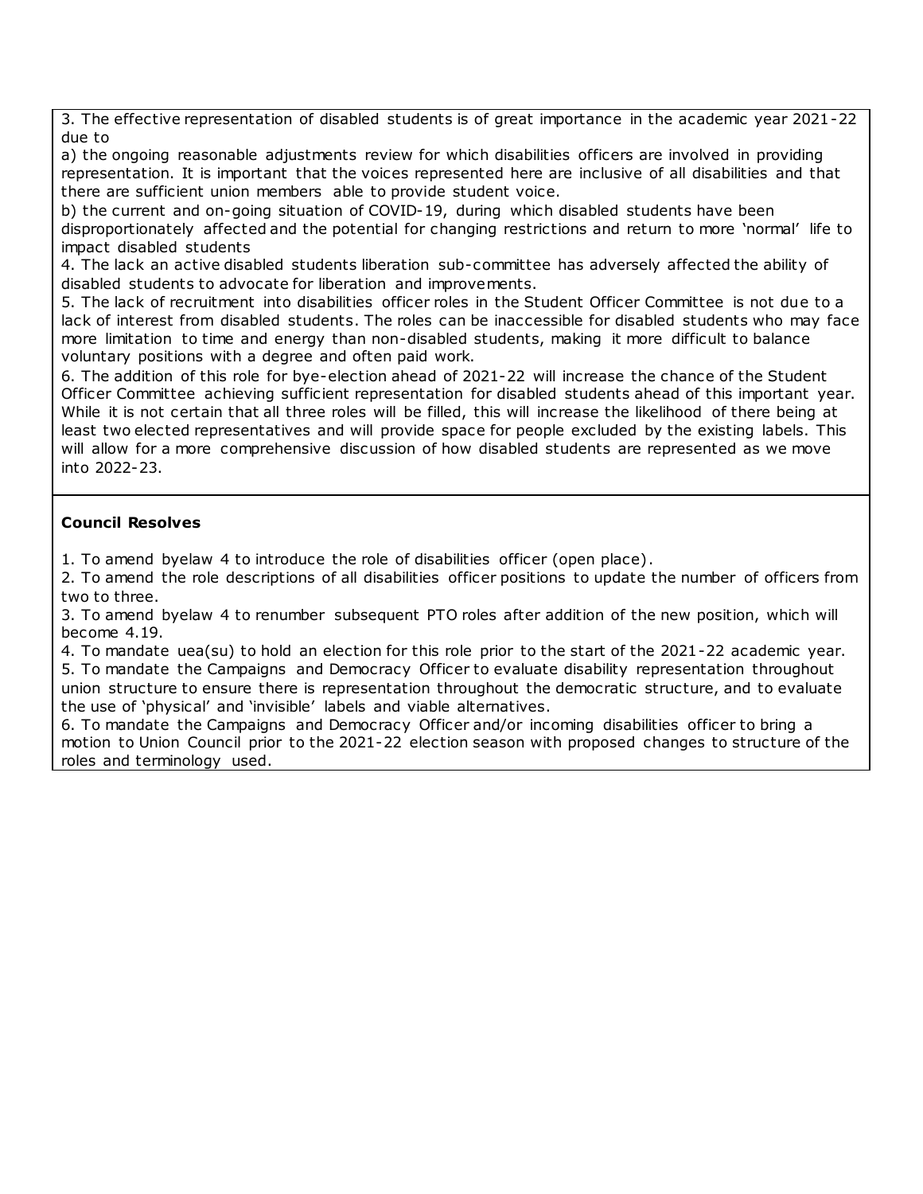3. The effective representation of disabled students is of great importance in the academic year 2021-22 due to

a) the ongoing reasonable adjustments review for which disabilities officers are involved in providing representation. It is important that the voices represented here are inclusive of all disabilities and that there are sufficient union members able to provide student voice.

b) the current and on-going situation of COVID-19, during which disabled students have been disproportionately affected and the potential for changing restrictions and return to more 'normal' life to impact disabled students

4. The lack an active disabled students liberation sub-committee has adversely affected the ability of disabled students to advocate for liberation and improvements.

5. The lack of recruitment into disabilities officer roles in the Student Officer Committee is not due to a lack of interest from disabled students. The roles can be inaccessible for disabled students who may face more limitation to time and energy than non-disabled students, making it more difficult to balance voluntary positions with a degree and often paid work.

6. The addition of this role for bye-election ahead of 2021-22 will increase the chance of the Student Officer Committee achieving sufficient representation for disabled students ahead of this important year. While it is not certain that all three roles will be filled, this will increase the likelihood of there being at least two elected representatives and will provide space for people excluded by the existing labels. This will allow for a more comprehensive discussion of how disabled students are represented as we move into 2022-23.

**Council Resolves**

1. To amend byelaw 4 to introduce the role of disabilities officer (open place).
2. To amend the role descriptions of all disabilities officer positions to update the number of officers from two to three.
3. To amend byelaw 4 to renumber subsequent PTO roles after addition of the new position, which will become 4.19.
4. To mandate uea(su) to hold an election for this role prior to the start of the 2021-22 academic year.
5. To mandate the Campaigns and Democracy Officer to evaluate disability representation throughout union structure to ensure there is representation throughout the democratic structure, and to evaluate the use of 'physical' and 'invisible' labels and viable alternatives.
6. To mandate the Campaigns and Democracy Officer and/or incoming disabilities officer to bring a motion to Union Council prior to the 2021-22 election season with proposed changes to structure of the roles and terminology used.